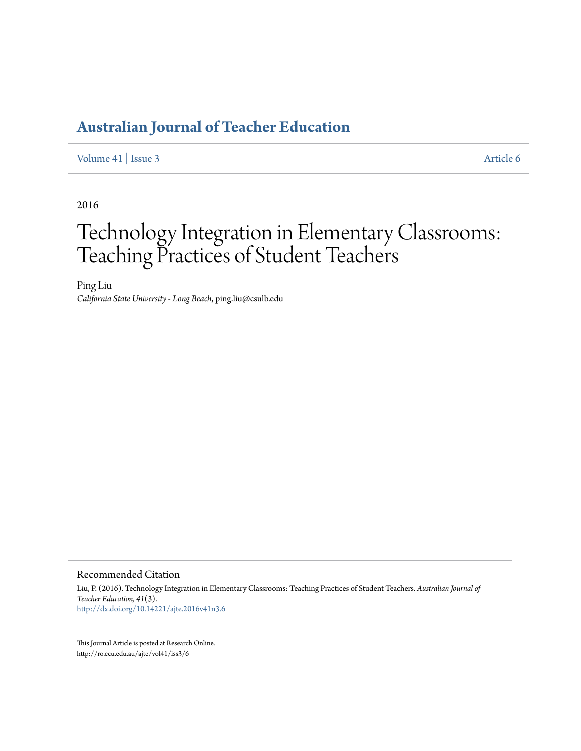# Australian Journal of Teacher Education

Volume 41 | Issue 3 Article 6

2016

# Technology Integration in Elementary Classrooms: Teaching Practices of Student Teachers

Ping Liu
*California State University - Long Beach*, ping.liu@csulb.edu

## Recommended Citation

Liu, P. (2016). Technology Integration in Elementary Classrooms: Teaching Practices of Student Teachers. *Australian Journal of Teacher Education, 41*(3).
http://dx.doi.org/10.14221/ajte.2016v41n3.6

This Journal Article is posted at Research Online.
http://ro.ecu.edu.au/ajte/vol41/iss3/6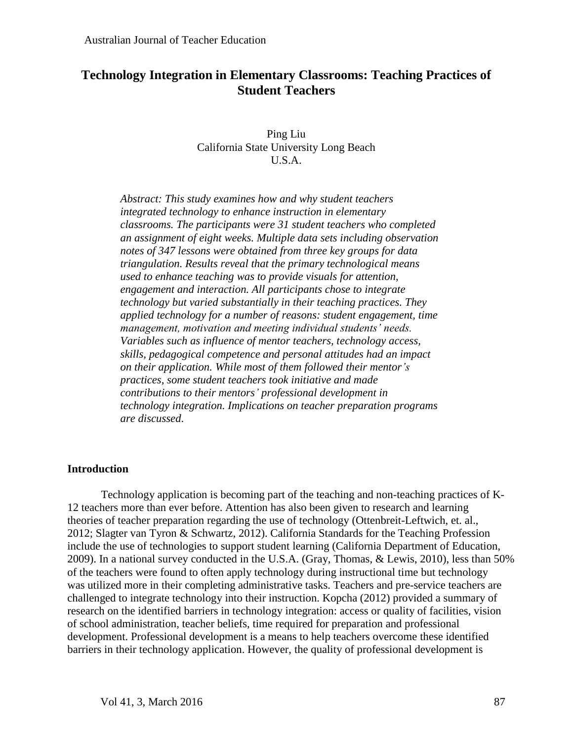# Technology Integration in Elementary Classrooms: Teaching Practices of Student Teachers

Ping Liu
California State University Long Beach
U.S.A.

*Abstract: This study examines how and why student teachers integrated technology to enhance instruction in elementary classrooms. The participants were 31 student teachers who completed an assignment of eight weeks. Multiple data sets including observation notes of 347 lessons were obtained from three key groups for data triangulation. Results reveal that the primary technological means used to enhance teaching was to provide visuals for attention, engagement and interaction. All participants chose to integrate technology but varied substantially in their teaching practices. They applied technology for a number of reasons: student engagement, time management, motivation and meeting individual students' needs. Variables such as influence of mentor teachers, technology access, skills, pedagogical competence and personal attitudes had an impact on their application. While most of them followed their mentor's practices, some student teachers took initiative and made contributions to their mentors' professional development in technology integration. Implications on teacher preparation programs are discussed.*

## Introduction

Technology application is becoming part of the teaching and non-teaching practices of K-12 teachers more than ever before. Attention has also been given to research and learning theories of teacher preparation regarding the use of technology (Ottenbreit-Leftwich, et. al., 2012; Slagter van Tyron & Schwartz, 2012). California Standards for the Teaching Profession include the use of technologies to support student learning (California Department of Education, 2009). In a national survey conducted in the U.S.A. (Gray, Thomas, & Lewis, 2010), less than 50% of the teachers were found to often apply technology during instructional time but technology was utilized more in their completing administrative tasks. Teachers and pre-service teachers are challenged to integrate technology into their instruction. Kopcha (2012) provided a summary of research on the identified barriers in technology integration: access or quality of facilities, vision of school administration, teacher beliefs, time required for preparation and professional development. Professional development is a means to help teachers overcome these identified barriers in their technology application. However, the quality of professional development is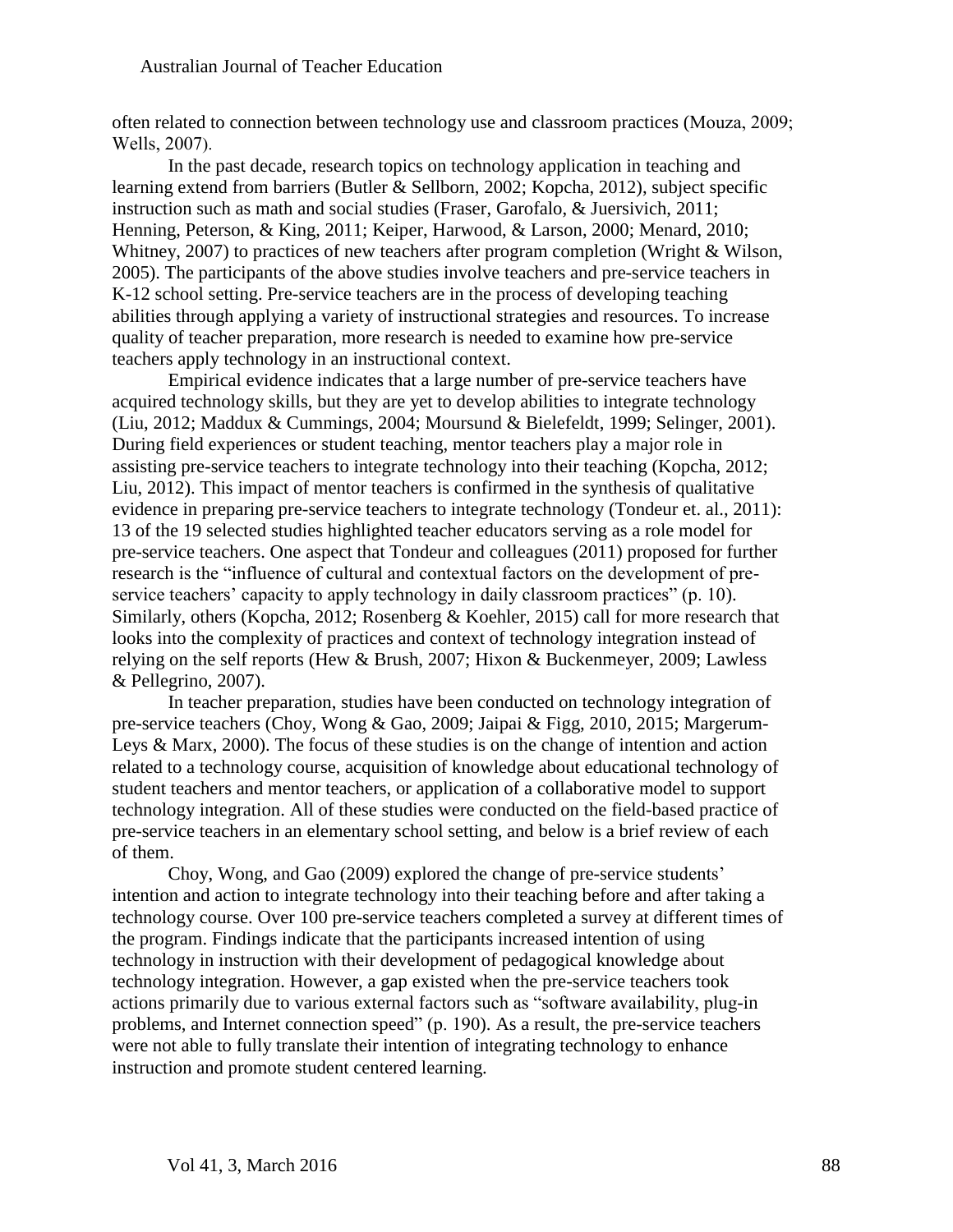often related to connection between technology use and classroom practices (Mouza, 2009; Wells, 2007).

In the past decade, research topics on technology application in teaching and learning extend from barriers (Butler & Sellborn, 2002; Kopcha, 2012), subject specific instruction such as math and social studies (Fraser, Garofalo, & Juersivich, 2011; Henning, Peterson, & King, 2011; Keiper, Harwood, & Larson, 2000; Menard, 2010; Whitney, 2007) to practices of new teachers after program completion (Wright & Wilson, 2005). The participants of the above studies involve teachers and pre-service teachers in K-12 school setting. Pre-service teachers are in the process of developing teaching abilities through applying a variety of instructional strategies and resources. To increase quality of teacher preparation, more research is needed to examine how pre-service teachers apply technology in an instructional context.

Empirical evidence indicates that a large number of pre-service teachers have acquired technology skills, but they are yet to develop abilities to integrate technology (Liu, 2012; Maddux & Cummings, 2004; Moursund & Bielefeldt, 1999; Selinger, 2001). During field experiences or student teaching, mentor teachers play a major role in assisting pre-service teachers to integrate technology into their teaching (Kopcha, 2012; Liu, 2012). This impact of mentor teachers is confirmed in the synthesis of qualitative evidence in preparing pre-service teachers to integrate technology (Tondeur et. al., 2011): 13 of the 19 selected studies highlighted teacher educators serving as a role model for pre-service teachers. One aspect that Tondeur and colleagues (2011) proposed for further research is the "influence of cultural and contextual factors on the development of pre-service teachers' capacity to apply technology in daily classroom practices" (p. 10). Similarly, others (Kopcha, 2012; Rosenberg & Koehler, 2015) call for more research that looks into the complexity of practices and context of technology integration instead of relying on the self reports (Hew & Brush, 2007; Hixon & Buckenmeyer, 2009; Lawless & Pellegrino, 2007).

In teacher preparation, studies have been conducted on technology integration of pre-service teachers (Choy, Wong & Gao, 2009; Jaipai & Figg, 2010, 2015; Margerum-Leys & Marx, 2000). The focus of these studies is on the change of intention and action related to a technology course, acquisition of knowledge about educational technology of student teachers and mentor teachers, or application of a collaborative model to support technology integration. All of these studies were conducted on the field-based practice of pre-service teachers in an elementary school setting, and below is a brief review of each of them.

Choy, Wong, and Gao (2009) explored the change of pre-service students' intention and action to integrate technology into their teaching before and after taking a technology course. Over 100 pre-service teachers completed a survey at different times of the program. Findings indicate that the participants increased intention of using technology in instruction with their development of pedagogical knowledge about technology integration. However, a gap existed when the pre-service teachers took actions primarily due to various external factors such as "software availability, plug-in problems, and Internet connection speed" (p. 190). As a result, the pre-service teachers were not able to fully translate their intention of integrating technology to enhance instruction and promote student centered learning.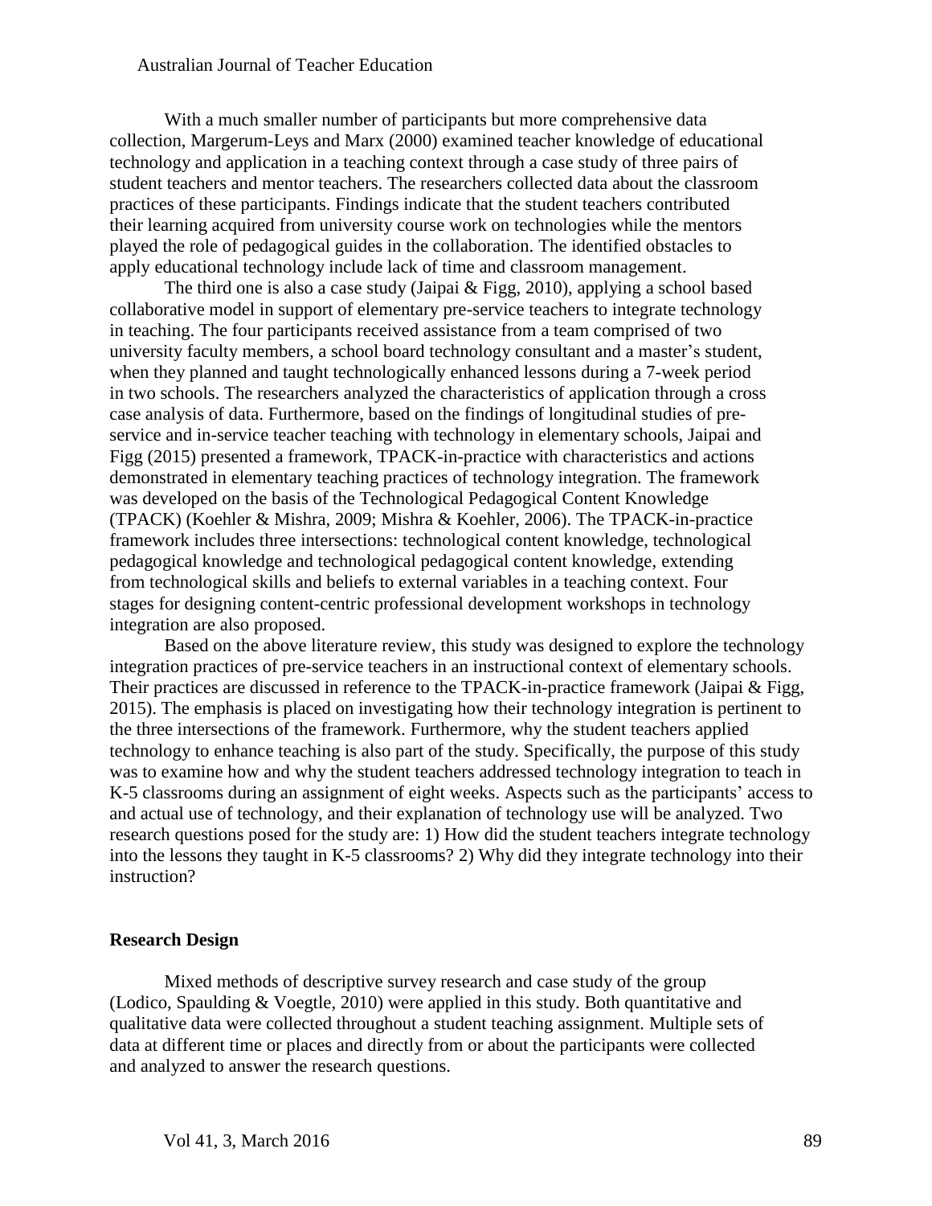With a much smaller number of participants but more comprehensive data collection, Margerum-Leys and Marx (2000) examined teacher knowledge of educational technology and application in a teaching context through a case study of three pairs of student teachers and mentor teachers. The researchers collected data about the classroom practices of these participants. Findings indicate that the student teachers contributed their learning acquired from university course work on technologies while the mentors played the role of pedagogical guides in the collaboration. The identified obstacles to apply educational technology include lack of time and classroom management.

The third one is also a case study (Jaipai & Figg, 2010), applying a school based collaborative model in support of elementary pre-service teachers to integrate technology in teaching. The four participants received assistance from a team comprised of two university faculty members, a school board technology consultant and a master's student, when they planned and taught technologically enhanced lessons during a 7-week period in two schools. The researchers analyzed the characteristics of application through a cross case analysis of data. Furthermore, based on the findings of longitudinal studies of pre-service and in-service teacher teaching with technology in elementary schools, Jaipai and Figg (2015) presented a framework, TPACK-in-practice with characteristics and actions demonstrated in elementary teaching practices of technology integration. The framework was developed on the basis of the Technological Pedagogical Content Knowledge (TPACK) (Koehler & Mishra, 2009; Mishra & Koehler, 2006). The TPACK-in-practice framework includes three intersections: technological content knowledge, technological pedagogical knowledge and technological pedagogical content knowledge, extending from technological skills and beliefs to external variables in a teaching context. Four stages for designing content-centric professional development workshops in technology integration are also proposed.

Based on the above literature review, this study was designed to explore the technology integration practices of pre-service teachers in an instructional context of elementary schools. Their practices are discussed in reference to the TPACK-in-practice framework (Jaipai & Figg, 2015). The emphasis is placed on investigating how their technology integration is pertinent to the three intersections of the framework. Furthermore, why the student teachers applied technology to enhance teaching is also part of the study. Specifically, the purpose of this study was to examine how and why the student teachers addressed technology integration to teach in K-5 classrooms during an assignment of eight weeks. Aspects such as the participants' access to and actual use of technology, and their explanation of technology use will be analyzed. Two research questions posed for the study are: 1) How did the student teachers integrate technology into the lessons they taught in K-5 classrooms? 2) Why did they integrate technology into their instruction?

## Research Design

Mixed methods of descriptive survey research and case study of the group (Lodico, Spaulding & Voegtle, 2010) were applied in this study. Both quantitative and qualitative data were collected throughout a student teaching assignment. Multiple sets of data at different time or places and directly from or about the participants were collected and analyzed to answer the research questions.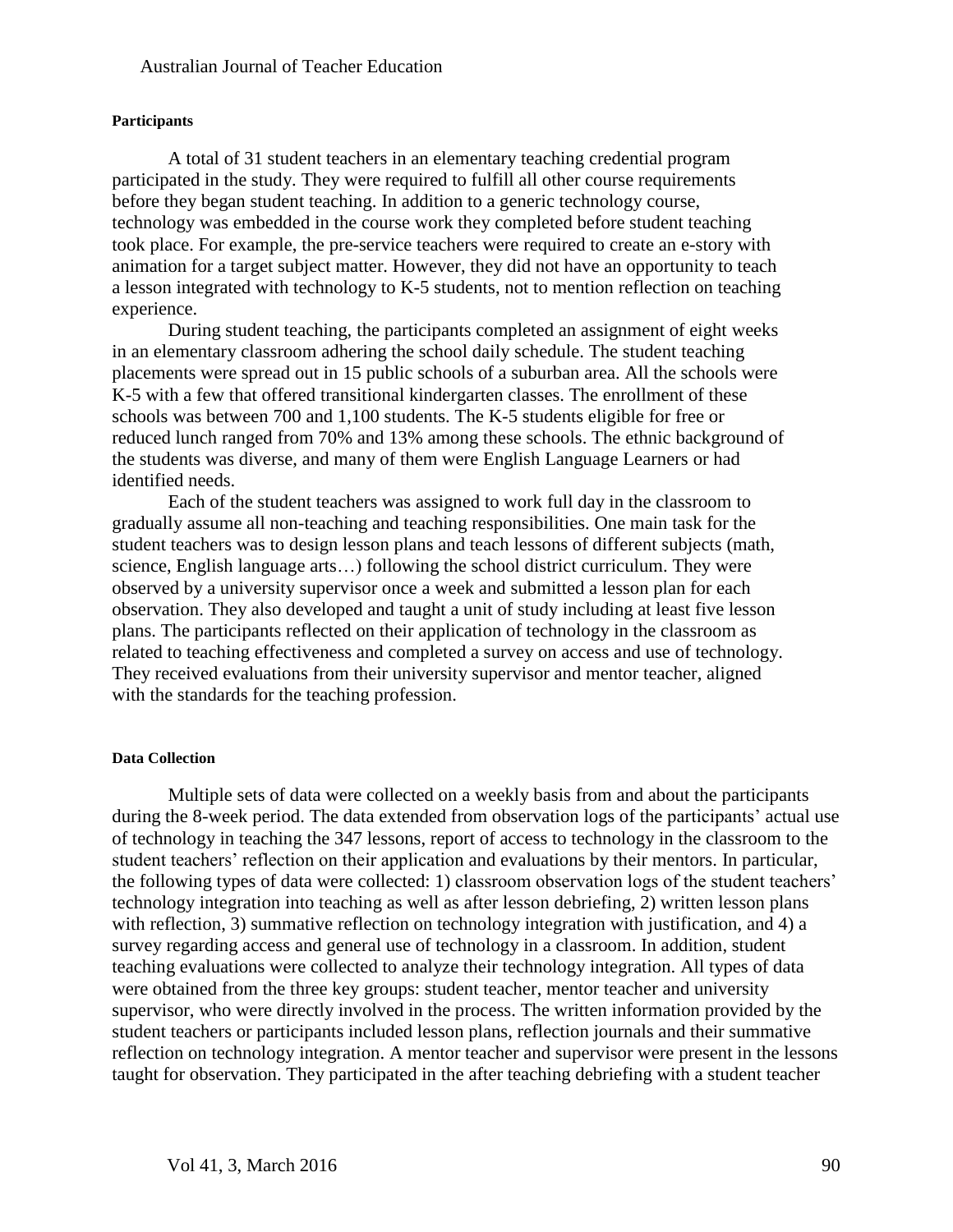#### Participants

A total of 31 student teachers in an elementary teaching credential program participated in the study. They were required to fulfill all other course requirements before they began student teaching. In addition to a generic technology course, technology was embedded in the course work they completed before student teaching took place. For example, the pre-service teachers were required to create an e-story with animation for a target subject matter. However, they did not have an opportunity to teach a lesson integrated with technology to K-5 students, not to mention reflection on teaching experience.

During student teaching, the participants completed an assignment of eight weeks in an elementary classroom adhering the school daily schedule. The student teaching placements were spread out in 15 public schools of a suburban area. All the schools were K-5 with a few that offered transitional kindergarten classes. The enrollment of these schools was between 700 and 1,100 students. The K-5 students eligible for free or reduced lunch ranged from 70% and 13% among these schools. The ethnic background of the students was diverse, and many of them were English Language Learners or had identified needs.

Each of the student teachers was assigned to work full day in the classroom to gradually assume all non-teaching and teaching responsibilities. One main task for the student teachers was to design lesson plans and teach lessons of different subjects (math, science, English language arts…) following the school district curriculum. They were observed by a university supervisor once a week and submitted a lesson plan for each observation. They also developed and taught a unit of study including at least five lesson plans. The participants reflected on their application of technology in the classroom as related to teaching effectiveness and completed a survey on access and use of technology. They received evaluations from their university supervisor and mentor teacher, aligned with the standards for the teaching profession.

#### Data Collection

Multiple sets of data were collected on a weekly basis from and about the participants during the 8-week period. The data extended from observation logs of the participants' actual use of technology in teaching the 347 lessons, report of access to technology in the classroom to the student teachers' reflection on their application and evaluations by their mentors. In particular, the following types of data were collected: 1) classroom observation logs of the student teachers' technology integration into teaching as well as after lesson debriefing, 2) written lesson plans with reflection, 3) summative reflection on technology integration with justification, and 4) a survey regarding access and general use of technology in a classroom. In addition, student teaching evaluations were collected to analyze their technology integration. All types of data were obtained from the three key groups: student teacher, mentor teacher and university supervisor, who were directly involved in the process. The written information provided by the student teachers or participants included lesson plans, reflection journals and their summative reflection on technology integration. A mentor teacher and supervisor were present in the lessons taught for observation. They participated in the after teaching debriefing with a student teacher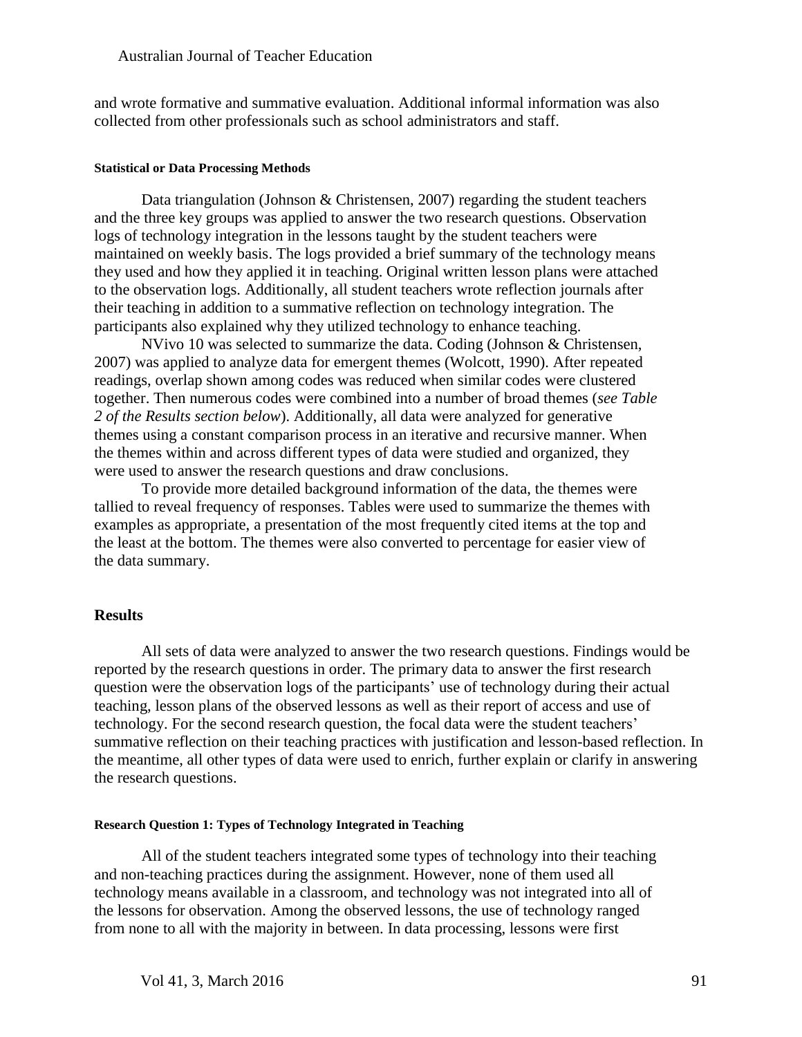and wrote formative and summative evaluation. Additional informal information was also collected from other professionals such as school administrators and staff.

#### Statistical or Data Processing Methods

Data triangulation (Johnson & Christensen, 2007) regarding the student teachers and the three key groups was applied to answer the two research questions. Observation logs of technology integration in the lessons taught by the student teachers were maintained on weekly basis. The logs provided a brief summary of the technology means they used and how they applied it in teaching. Original written lesson plans were attached to the observation logs. Additionally, all student teachers wrote reflection journals after their teaching in addition to a summative reflection on technology integration. The participants also explained why they utilized technology to enhance teaching.

NVivo 10 was selected to summarize the data. Coding (Johnson & Christensen, 2007) was applied to analyze data for emergent themes (Wolcott, 1990). After repeated readings, overlap shown among codes was reduced when similar codes were clustered together. Then numerous codes were combined into a number of broad themes (*see Table 2 of the Results section below*). Additionally, all data were analyzed for generative themes using a constant comparison process in an iterative and recursive manner. When the themes within and across different types of data were studied and organized, they were used to answer the research questions and draw conclusions.

To provide more detailed background information of the data, the themes were tallied to reveal frequency of responses. Tables were used to summarize the themes with examples as appropriate, a presentation of the most frequently cited items at the top and the least at the bottom. The themes were also converted to percentage for easier view of the data summary.

## Results

All sets of data were analyzed to answer the two research questions. Findings would be reported by the research questions in order. The primary data to answer the first research question were the observation logs of the participants' use of technology during their actual teaching, lesson plans of the observed lessons as well as their report of access and use of technology. For the second research question, the focal data were the student teachers' summative reflection on their teaching practices with justification and lesson-based reflection. In the meantime, all other types of data were used to enrich, further explain or clarify in answering the research questions.

#### Research Question 1: Types of Technology Integrated in Teaching

All of the student teachers integrated some types of technology into their teaching and non-teaching practices during the assignment. However, none of them used all technology means available in a classroom, and technology was not integrated into all of the lessons for observation. Among the observed lessons, the use of technology ranged from none to all with the majority in between. In data processing, lessons were first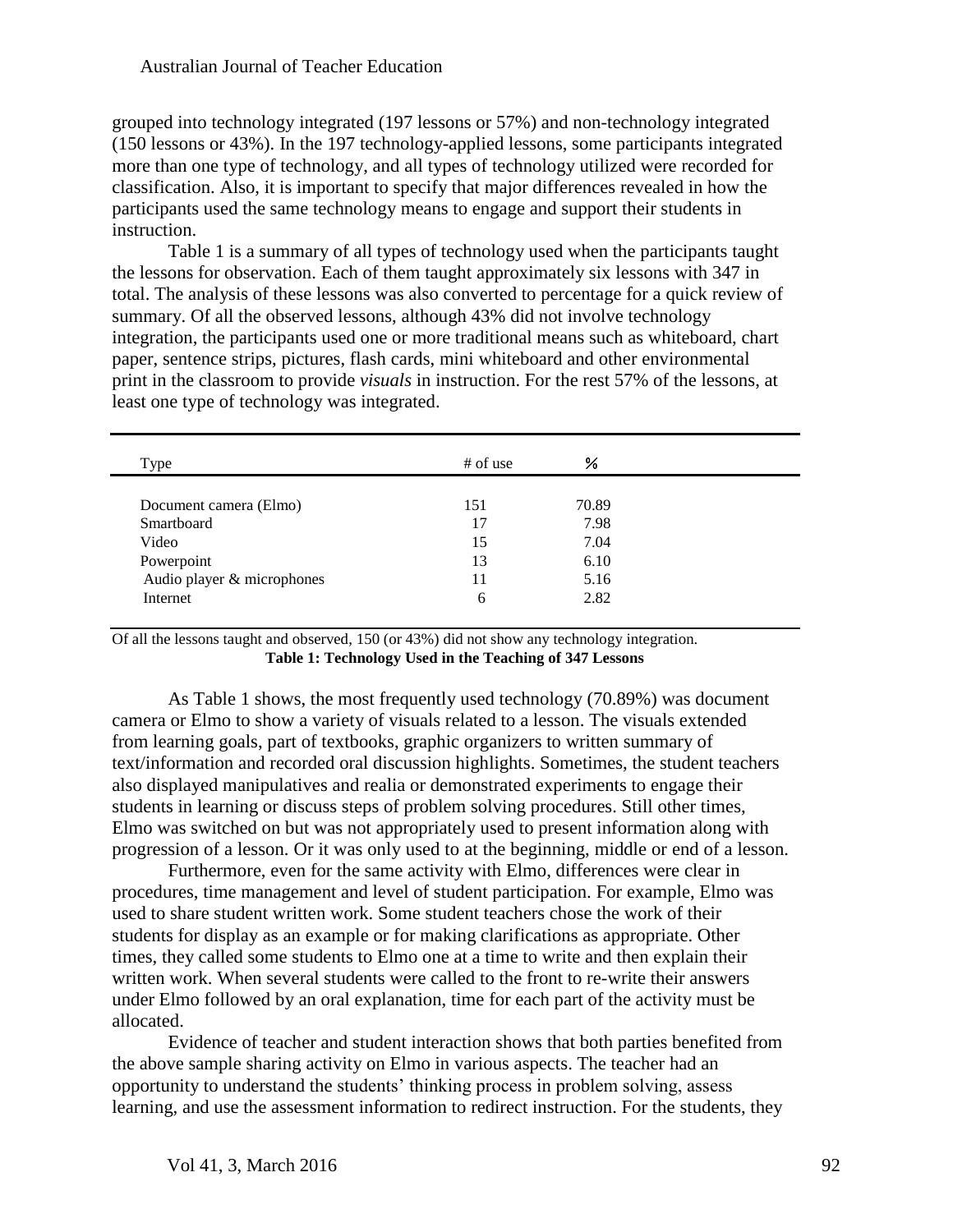grouped into technology integrated (197 lessons or 57%) and non-technology integrated (150 lessons or 43%). In the 197 technology-applied lessons, some participants integrated more than one type of technology, and all types of technology utilized were recorded for classification. Also, it is important to specify that major differences revealed in how the participants used the same technology means to engage and support their students in instruction.

Table 1 is a summary of all types of technology used when the participants taught the lessons for observation. Each of them taught approximately six lessons with 347 in total. The analysis of these lessons was also converted to percentage for a quick review of summary. Of all the observed lessons, although 43% did not involve technology integration, the participants used one or more traditional means such as whiteboard, chart paper, sentence strips, pictures, flash cards, mini whiteboard and other environmental print in the classroom to provide *visuals* in instruction. For the rest 57% of the lessons, at least one type of technology was integrated.

| Type | # of use | % |
|---|---|---|
| Document camera (Elmo) | 151 | 70.89 |
| Smartboard | 17 | 7.98 |
| Video | 15 | 7.04 |
| Powerpoint | 13 | 6.10 |
| Audio player & microphones | 11 | 5.16 |
| Internet | 6 | 2.82 |

Of all the lessons taught and observed, 150 (or 43%) did not show any technology integration.

**Table 1: Technology Used in the Teaching of 347 Lessons**

As Table 1 shows, the most frequently used technology (70.89%) was document camera or Elmo to show a variety of visuals related to a lesson. The visuals extended from learning goals, part of textbooks, graphic organizers to written summary of text/information and recorded oral discussion highlights. Sometimes, the student teachers also displayed manipulatives and realia or demonstrated experiments to engage their students in learning or discuss steps of problem solving procedures. Still other times, Elmo was switched on but was not appropriately used to present information along with progression of a lesson. Or it was only used to at the beginning, middle or end of a lesson.

Furthermore, even for the same activity with Elmo, differences were clear in procedures, time management and level of student participation. For example, Elmo was used to share student written work. Some student teachers chose the work of their students for display as an example or for making clarifications as appropriate. Other times, they called some students to Elmo one at a time to write and then explain their written work. When several students were called to the front to re-write their answers under Elmo followed by an oral explanation, time for each part of the activity must be allocated.

Evidence of teacher and student interaction shows that both parties benefited from the above sample sharing activity on Elmo in various aspects. The teacher had an opportunity to understand the students' thinking process in problem solving, assess learning, and use the assessment information to redirect instruction. For the students, they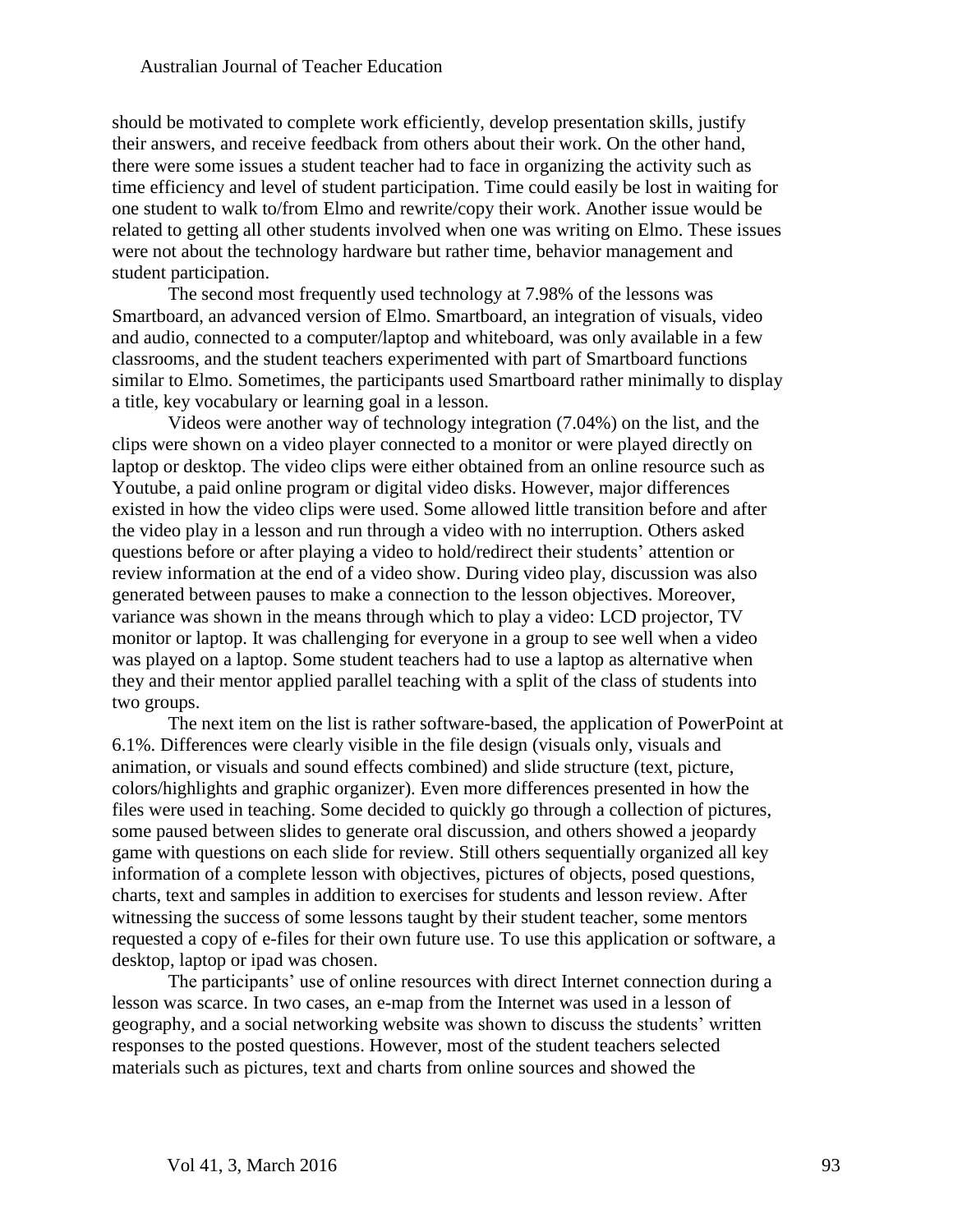should be motivated to complete work efficiently, develop presentation skills, justify their answers, and receive feedback from others about their work. On the other hand, there were some issues a student teacher had to face in organizing the activity such as time efficiency and level of student participation. Time could easily be lost in waiting for one student to walk to/from Elmo and rewrite/copy their work. Another issue would be related to getting all other students involved when one was writing on Elmo. These issues were not about the technology hardware but rather time, behavior management and student participation.

The second most frequently used technology at 7.98% of the lessons was Smartboard, an advanced version of Elmo. Smartboard, an integration of visuals, video and audio, connected to a computer/laptop and whiteboard, was only available in a few classrooms, and the student teachers experimented with part of Smartboard functions similar to Elmo. Sometimes, the participants used Smartboard rather minimally to display a title, key vocabulary or learning goal in a lesson.

Videos were another way of technology integration (7.04%) on the list, and the clips were shown on a video player connected to a monitor or were played directly on laptop or desktop. The video clips were either obtained from an online resource such as Youtube, a paid online program or digital video disks. However, major differences existed in how the video clips were used. Some allowed little transition before and after the video play in a lesson and run through a video with no interruption. Others asked questions before or after playing a video to hold/redirect their students' attention or review information at the end of a video show. During video play, discussion was also generated between pauses to make a connection to the lesson objectives. Moreover, variance was shown in the means through which to play a video: LCD projector, TV monitor or laptop. It was challenging for everyone in a group to see well when a video was played on a laptop. Some student teachers had to use a laptop as alternative when they and their mentor applied parallel teaching with a split of the class of students into two groups.

The next item on the list is rather software-based, the application of PowerPoint at 6.1%. Differences were clearly visible in the file design (visuals only, visuals and animation, or visuals and sound effects combined) and slide structure (text, picture, colors/highlights and graphic organizer). Even more differences presented in how the files were used in teaching. Some decided to quickly go through a collection of pictures, some paused between slides to generate oral discussion, and others showed a jeopardy game with questions on each slide for review. Still others sequentially organized all key information of a complete lesson with objectives, pictures of objects, posed questions, charts, text and samples in addition to exercises for students and lesson review. After witnessing the success of some lessons taught by their student teacher, some mentors requested a copy of e-files for their own future use. To use this application or software, a desktop, laptop or ipad was chosen.

The participants' use of online resources with direct Internet connection during a lesson was scarce. In two cases, an e-map from the Internet was used in a lesson of geography, and a social networking website was shown to discuss the students' written responses to the posted questions. However, most of the student teachers selected materials such as pictures, text and charts from online sources and showed the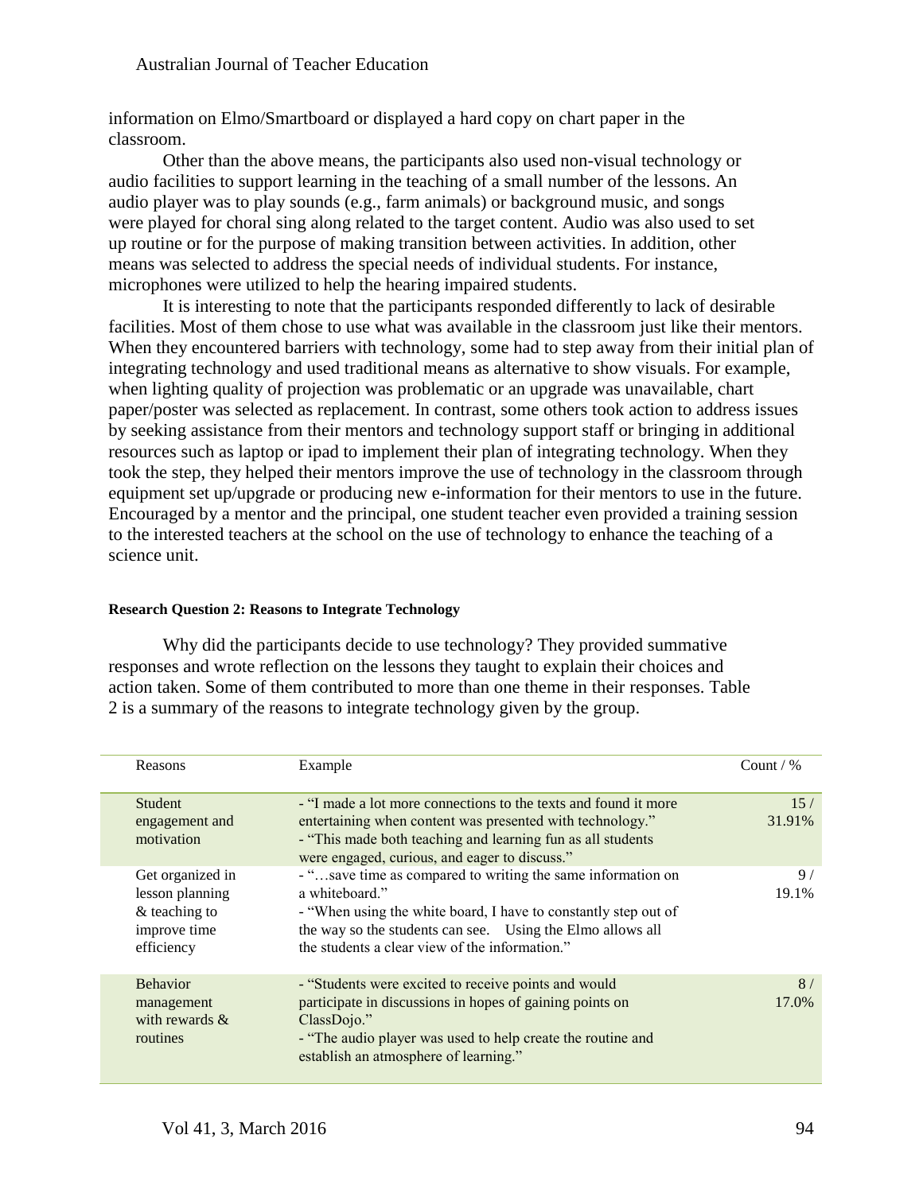information on Elmo/Smartboard or displayed a hard copy on chart paper in the classroom.

Other than the above means, the participants also used non-visual technology or audio facilities to support learning in the teaching of a small number of the lessons. An audio player was to play sounds (e.g., farm animals) or background music, and songs were played for choral sing along related to the target content. Audio was also used to set up routine or for the purpose of making transition between activities. In addition, other means was selected to address the special needs of individual students. For instance, microphones were utilized to help the hearing impaired students.

It is interesting to note that the participants responded differently to lack of desirable facilities. Most of them chose to use what was available in the classroom just like their mentors. When they encountered barriers with technology, some had to step away from their initial plan of integrating technology and used traditional means as alternative to show visuals. For example, when lighting quality of projection was problematic or an upgrade was unavailable, chart paper/poster was selected as replacement. In contrast, some others took action to address issues by seeking assistance from their mentors and technology support staff or bringing in additional resources such as laptop or ipad to implement their plan of integrating technology. When they took the step, they helped their mentors improve the use of technology in the classroom through equipment set up/upgrade or producing new e-information for their mentors to use in the future. Encouraged by a mentor and the principal, one student teacher even provided a training session to the interested teachers at the school on the use of technology to enhance the teaching of a science unit.

#### Research Question 2: Reasons to Integrate Technology

Why did the participants decide to use technology? They provided summative responses and wrote reflection on the lessons they taught to explain their choices and action taken. Some of them contributed to more than one theme in their responses. Table 2 is a summary of the reasons to integrate technology given by the group.

| Reasons | Example | Count / % |
|---|---|---|
| Student engagement and motivation | - "I made a lot more connections to the texts and found it more entertaining when content was presented with technology."<br>- "This made both teaching and learning fun as all students were engaged, curious, and eager to discuss." | 15 / 31.91% |
| Get organized in lesson planning & teaching to improve time efficiency | - "…save time as compared to writing the same information on a whiteboard."<br>- "When using the white board, I have to constantly step out of the way so the students can see. Using the Elmo allows all the students a clear view of the information." | 9 / 19.1% |
| Behavior management with rewards & routines | - "Students were excited to receive points and would participate in discussions in hopes of gaining points on ClassDojo."<br>- "The audio player was used to help create the routine and establish an atmosphere of learning." | 8 / 17.0% |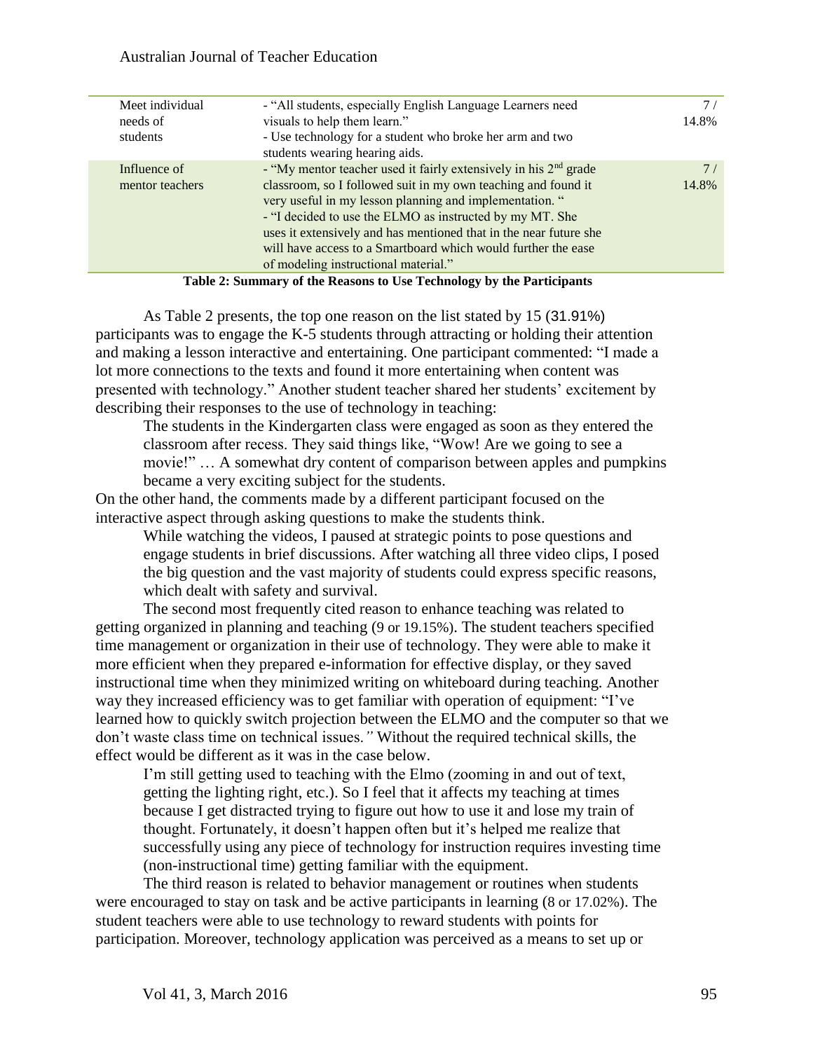| | | |
|---|---|---|
| Meet individual needs of students | - "All students, especially English Language Learners need visuals to help them learn."<br>- Use technology for a student who broke her arm and two students wearing hearing aids. | 7 / 14.8% |
| Influence of mentor teachers | - "My mentor teacher used it fairly extensively in his 2nd grade classroom, so I followed suit in my own teaching and found it very useful in my lesson planning and implementation. "<br>- "I decided to use the ELMO as instructed by my MT. She uses it extensively and has mentioned that in the near future she will have access to a Smartboard which would further the ease of modeling instructional material." | 7 / 14.8% |

**Table 2: Summary of the Reasons to Use Technology by the Participants**

As Table 2 presents, the top one reason on the list stated by 15 (31.91%) participants was to engage the K-5 students through attracting or holding their attention and making a lesson interactive and entertaining. One participant commented: "I made a lot more connections to the texts and found it more entertaining when content was presented with technology." Another student teacher shared her students' excitement by describing their responses to the use of technology in teaching:

> The students in the Kindergarten class were engaged as soon as they entered the classroom after recess. They said things like, "Wow! Are we going to see a movie!" … A somewhat dry content of comparison between apples and pumpkins became a very exciting subject for the students.

On the other hand, the comments made by a different participant focused on the interactive aspect through asking questions to make the students think.

> While watching the videos, I paused at strategic points to pose questions and engage students in brief discussions. After watching all three video clips, I posed the big question and the vast majority of students could express specific reasons, which dealt with safety and survival.

The second most frequently cited reason to enhance teaching was related to getting organized in planning and teaching (9 or 19.15%). The student teachers specified time management or organization in their use of technology. They were able to make it more efficient when they prepared e-information for effective display, or they saved instructional time when they minimized writing on whiteboard during teaching. Another way they increased efficiency was to get familiar with operation of equipment: "I've learned how to quickly switch projection between the ELMO and the computer so that we don't waste class time on technical issues." Without the required technical skills, the effect would be different as it was in the case below.

> I'm still getting used to teaching with the Elmo (zooming in and out of text, getting the lighting right, etc.). So I feel that it affects my teaching at times because I get distracted trying to figure out how to use it and lose my train of thought. Fortunately, it doesn't happen often but it's helped me realize that successfully using any piece of technology for instruction requires investing time (non-instructional time) getting familiar with the equipment.

The third reason is related to behavior management or routines when students were encouraged to stay on task and be active participants in learning (8 or 17.02%). The student teachers were able to use technology to reward students with points for participation. Moreover, technology application was perceived as a means to set up or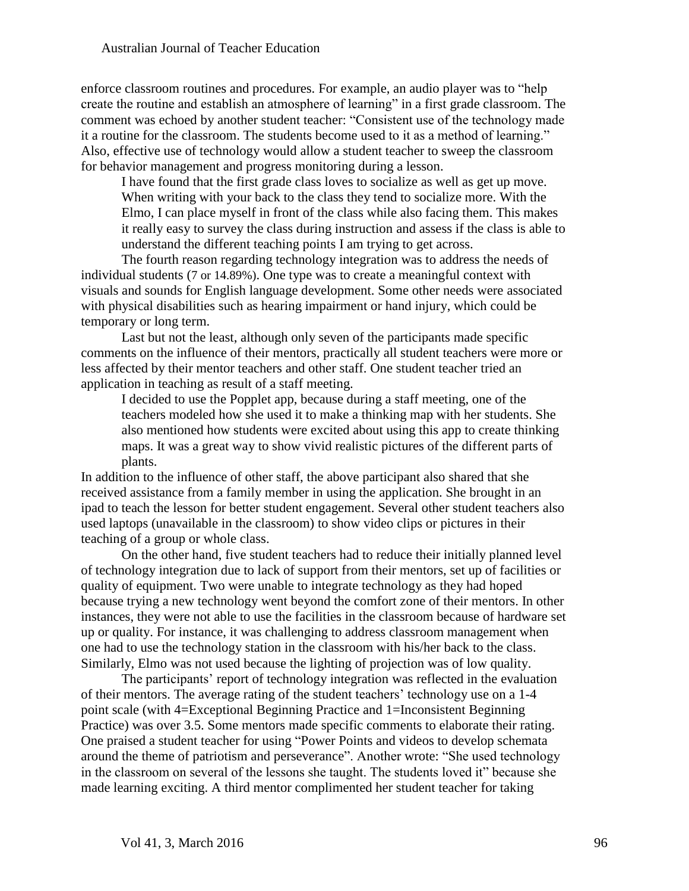enforce classroom routines and procedures. For example, an audio player was to "help create the routine and establish an atmosphere of learning" in a first grade classroom. The comment was echoed by another student teacher: "Consistent use of the technology made it a routine for the classroom. The students become used to it as a method of learning." Also, effective use of technology would allow a student teacher to sweep the classroom for behavior management and progress monitoring during a lesson.

> I have found that the first grade class loves to socialize as well as get up move. When writing with your back to the class they tend to socialize more. With the Elmo, I can place myself in front of the class while also facing them. This makes it really easy to survey the class during instruction and assess if the class is able to understand the different teaching points I am trying to get across.

The fourth reason regarding technology integration was to address the needs of individual students (7 or 14.89%). One type was to create a meaningful context with visuals and sounds for English language development. Some other needs were associated with physical disabilities such as hearing impairment or hand injury, which could be temporary or long term.

Last but not the least, although only seven of the participants made specific comments on the influence of their mentors, practically all student teachers were more or less affected by their mentor teachers and other staff. One student teacher tried an application in teaching as result of a staff meeting.

> I decided to use the Popplet app, because during a staff meeting, one of the teachers modeled how she used it to make a thinking map with her students. She also mentioned how students were excited about using this app to create thinking maps. It was a great way to show vivid realistic pictures of the different parts of plants.

In addition to the influence of other staff, the above participant also shared that she received assistance from a family member in using the application. She brought in an ipad to teach the lesson for better student engagement. Several other student teachers also used laptops (unavailable in the classroom) to show video clips or pictures in their teaching of a group or whole class.

On the other hand, five student teachers had to reduce their initially planned level of technology integration due to lack of support from their mentors, set up of facilities or quality of equipment. Two were unable to integrate technology as they had hoped because trying a new technology went beyond the comfort zone of their mentors. In other instances, they were not able to use the facilities in the classroom because of hardware set up or quality. For instance, it was challenging to address classroom management when one had to use the technology station in the classroom with his/her back to the class. Similarly, Elmo was not used because the lighting of projection was of low quality.

The participants' report of technology integration was reflected in the evaluation of their mentors. The average rating of the student teachers' technology use on a 1-4 point scale (with 4=Exceptional Beginning Practice and 1=Inconsistent Beginning Practice) was over 3.5. Some mentors made specific comments to elaborate their rating. One praised a student teacher for using "Power Points and videos to develop schemata around the theme of patriotism and perseverance". Another wrote: "She used technology in the classroom on several of the lessons she taught. The students loved it" because she made learning exciting. A third mentor complimented her student teacher for taking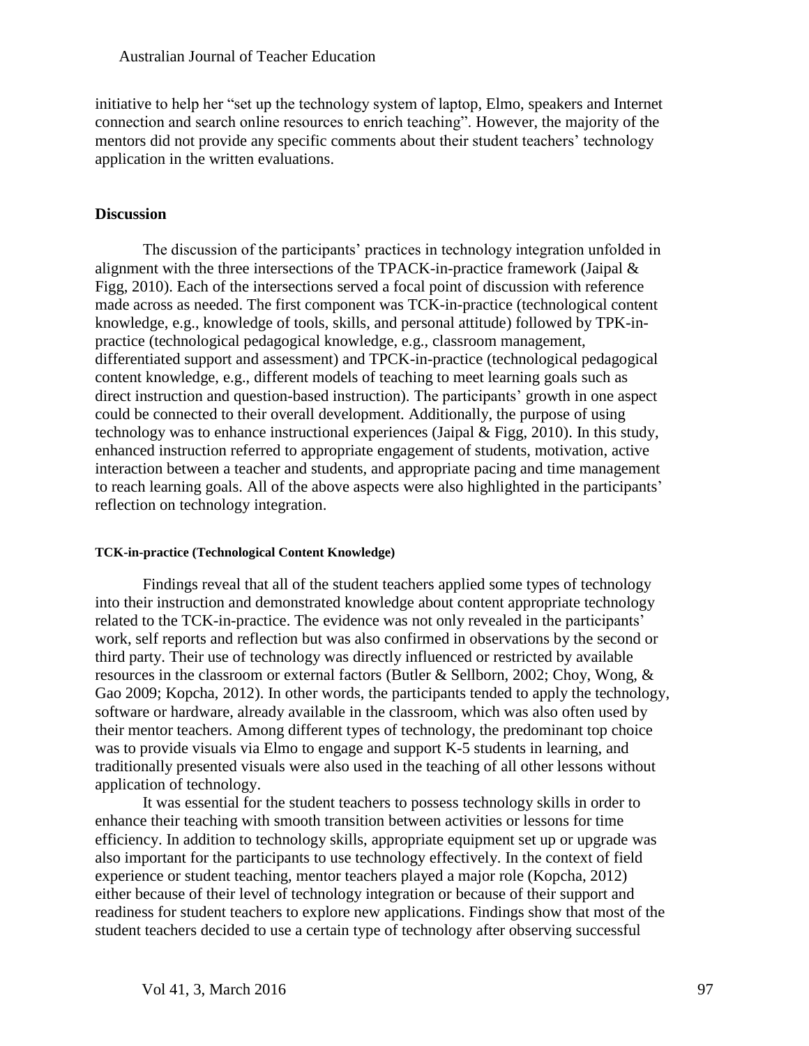initiative to help her "set up the technology system of laptop, Elmo, speakers and Internet connection and search online resources to enrich teaching". However, the majority of the mentors did not provide any specific comments about their student teachers' technology application in the written evaluations.

## Discussion

The discussion of the participants' practices in technology integration unfolded in alignment with the three intersections of the TPACK-in-practice framework (Jaipal & Figg, 2010). Each of the intersections served a focal point of discussion with reference made across as needed. The first component was TCK-in-practice (technological content knowledge, e.g., knowledge of tools, skills, and personal attitude) followed by TPK-in-practice (technological pedagogical knowledge, e.g., classroom management, differentiated support and assessment) and TPCK-in-practice (technological pedagogical content knowledge, e.g., different models of teaching to meet learning goals such as direct instruction and question-based instruction). The participants' growth in one aspect could be connected to their overall development. Additionally, the purpose of using technology was to enhance instructional experiences (Jaipal & Figg, 2010). In this study, enhanced instruction referred to appropriate engagement of students, motivation, active interaction between a teacher and students, and appropriate pacing and time management to reach learning goals. All of the above aspects were also highlighted in the participants' reflection on technology integration.

### TCK-in-practice (Technological Content Knowledge)

Findings reveal that all of the student teachers applied some types of technology into their instruction and demonstrated knowledge about content appropriate technology related to the TCK-in-practice. The evidence was not only revealed in the participants' work, self reports and reflection but was also confirmed in observations by the second or third party. Their use of technology was directly influenced or restricted by available resources in the classroom or external factors (Butler & Sellborn, 2002; Choy, Wong, & Gao 2009; Kopcha, 2012). In other words, the participants tended to apply the technology, software or hardware, already available in the classroom, which was also often used by their mentor teachers. Among different types of technology, the predominant top choice was to provide visuals via Elmo to engage and support K-5 students in learning, and traditionally presented visuals were also used in the teaching of all other lessons without application of technology.

It was essential for the student teachers to possess technology skills in order to enhance their teaching with smooth transition between activities or lessons for time efficiency. In addition to technology skills, appropriate equipment set up or upgrade was also important for the participants to use technology effectively. In the context of field experience or student teaching, mentor teachers played a major role (Kopcha, 2012) either because of their level of technology integration or because of their support and readiness for student teachers to explore new applications. Findings show that most of the student teachers decided to use a certain type of technology after observing successful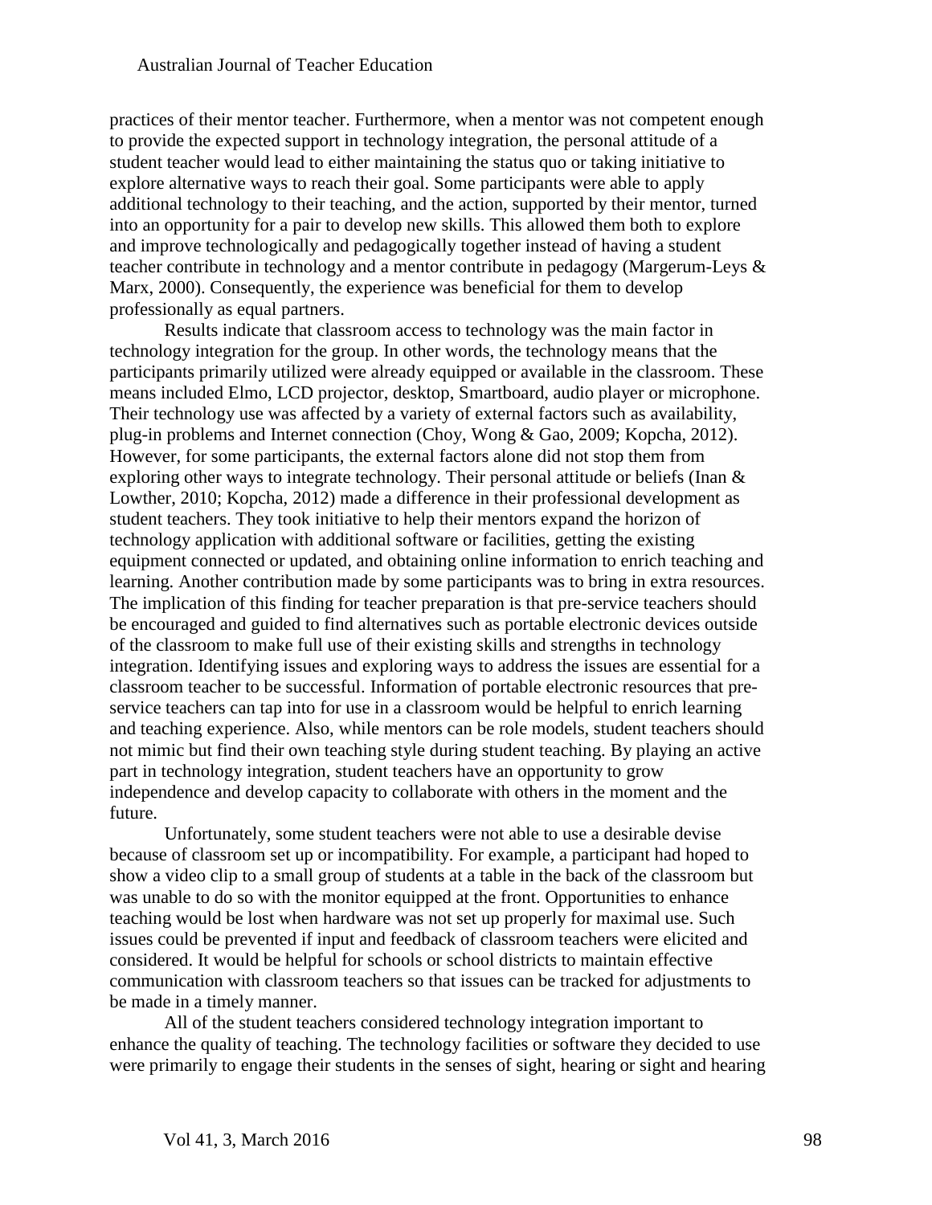practices of their mentor teacher. Furthermore, when a mentor was not competent enough to provide the expected support in technology integration, the personal attitude of a student teacher would lead to either maintaining the status quo or taking initiative to explore alternative ways to reach their goal. Some participants were able to apply additional technology to their teaching, and the action, supported by their mentor, turned into an opportunity for a pair to develop new skills. This allowed them both to explore and improve technologically and pedagogically together instead of having a student teacher contribute in technology and a mentor contribute in pedagogy (Margerum-Leys & Marx, 2000). Consequently, the experience was beneficial for them to develop professionally as equal partners.

Results indicate that classroom access to technology was the main factor in technology integration for the group. In other words, the technology means that the participants primarily utilized were already equipped or available in the classroom. These means included Elmo, LCD projector, desktop, Smartboard, audio player or microphone. Their technology use was affected by a variety of external factors such as availability, plug-in problems and Internet connection (Choy, Wong & Gao, 2009; Kopcha, 2012). However, for some participants, the external factors alone did not stop them from exploring other ways to integrate technology. Their personal attitude or beliefs (Inan & Lowther, 2010; Kopcha, 2012) made a difference in their professional development as student teachers. They took initiative to help their mentors expand the horizon of technology application with additional software or facilities, getting the existing equipment connected or updated, and obtaining online information to enrich teaching and learning. Another contribution made by some participants was to bring in extra resources. The implication of this finding for teacher preparation is that pre-service teachers should be encouraged and guided to find alternatives such as portable electronic devices outside of the classroom to make full use of their existing skills and strengths in technology integration. Identifying issues and exploring ways to address the issues are essential for a classroom teacher to be successful. Information of portable electronic resources that pre-service teachers can tap into for use in a classroom would be helpful to enrich learning and teaching experience. Also, while mentors can be role models, student teachers should not mimic but find their own teaching style during student teaching. By playing an active part in technology integration, student teachers have an opportunity to grow independence and develop capacity to collaborate with others in the moment and the future.

Unfortunately, some student teachers were not able to use a desirable devise because of classroom set up or incompatibility. For example, a participant had hoped to show a video clip to a small group of students at a table in the back of the classroom but was unable to do so with the monitor equipped at the front. Opportunities to enhance teaching would be lost when hardware was not set up properly for maximal use. Such issues could be prevented if input and feedback of classroom teachers were elicited and considered. It would be helpful for schools or school districts to maintain effective communication with classroom teachers so that issues can be tracked for adjustments to be made in a timely manner.

All of the student teachers considered technology integration important to enhance the quality of teaching. The technology facilities or software they decided to use were primarily to engage their students in the senses of sight, hearing or sight and hearing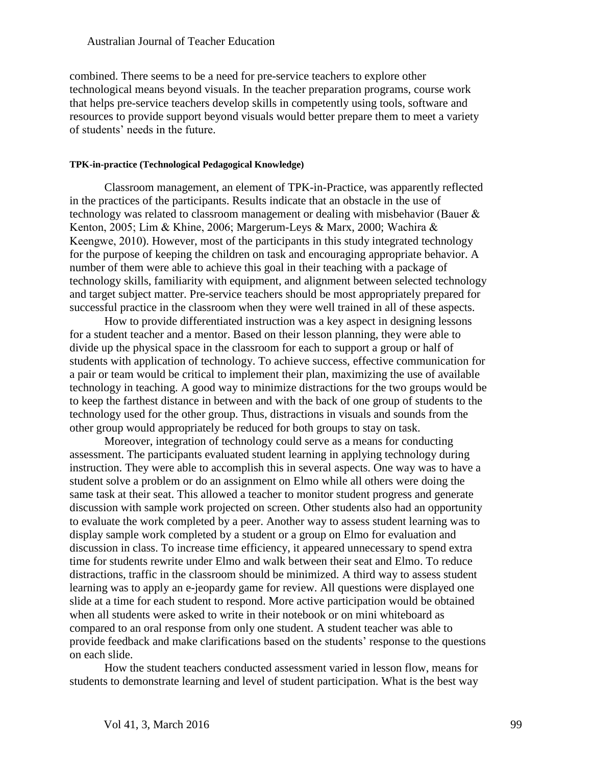combined. There seems to be a need for pre-service teachers to explore other technological means beyond visuals. In the teacher preparation programs, course work that helps pre-service teachers develop skills in competently using tools, software and resources to provide support beyond visuals would better prepare them to meet a variety of students' needs in the future.

#### TPK-in-practice (Technological Pedagogical Knowledge)

Classroom management, an element of TPK-in-Practice, was apparently reflected in the practices of the participants. Results indicate that an obstacle in the use of technology was related to classroom management or dealing with misbehavior (Bauer & Kenton, 2005; Lim & Khine, 2006; Margerum-Leys & Marx, 2000; Wachira & Keengwe, 2010). However, most of the participants in this study integrated technology for the purpose of keeping the children on task and encouraging appropriate behavior. A number of them were able to achieve this goal in their teaching with a package of technology skills, familiarity with equipment, and alignment between selected technology and target subject matter. Pre-service teachers should be most appropriately prepared for successful practice in the classroom when they were well trained in all of these aspects.

How to provide differentiated instruction was a key aspect in designing lessons for a student teacher and a mentor. Based on their lesson planning, they were able to divide up the physical space in the classroom for each to support a group or half of students with application of technology. To achieve success, effective communication for a pair or team would be critical to implement their plan, maximizing the use of available technology in teaching. A good way to minimize distractions for the two groups would be to keep the farthest distance in between and with the back of one group of students to the technology used for the other group. Thus, distractions in visuals and sounds from the other group would appropriately be reduced for both groups to stay on task.

Moreover, integration of technology could serve as a means for conducting assessment. The participants evaluated student learning in applying technology during instruction. They were able to accomplish this in several aspects. One way was to have a student solve a problem or do an assignment on Elmo while all others were doing the same task at their seat. This allowed a teacher to monitor student progress and generate discussion with sample work projected on screen. Other students also had an opportunity to evaluate the work completed by a peer. Another way to assess student learning was to display sample work completed by a student or a group on Elmo for evaluation and discussion in class. To increase time efficiency, it appeared unnecessary to spend extra time for students rewrite under Elmo and walk between their seat and Elmo. To reduce distractions, traffic in the classroom should be minimized. A third way to assess student learning was to apply an e-jeopardy game for review. All questions were displayed one slide at a time for each student to respond. More active participation would be obtained when all students were asked to write in their notebook or on mini whiteboard as compared to an oral response from only one student. A student teacher was able to provide feedback and make clarifications based on the students' response to the questions on each slide.

How the student teachers conducted assessment varied in lesson flow, means for students to demonstrate learning and level of student participation. What is the best way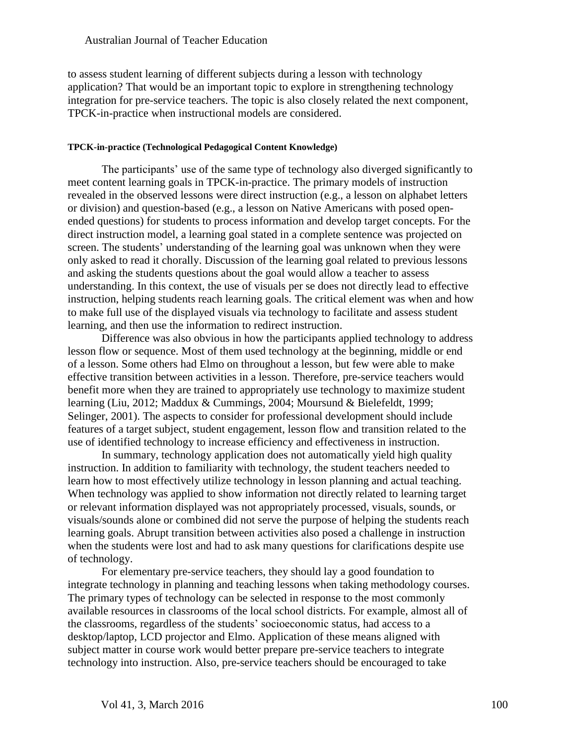to assess student learning of different subjects during a lesson with technology application? That would be an important topic to explore in strengthening technology integration for pre-service teachers. The topic is also closely related the next component, TPCK-in-practice when instructional models are considered.

#### TPCK-in-practice (Technological Pedagogical Content Knowledge)

The participants' use of the same type of technology also diverged significantly to meet content learning goals in TPCK-in-practice. The primary models of instruction revealed in the observed lessons were direct instruction (e.g., a lesson on alphabet letters or division) and question-based (e.g., a lesson on Native Americans with posed open-ended questions) for students to process information and develop target concepts. For the direct instruction model, a learning goal stated in a complete sentence was projected on screen. The students' understanding of the learning goal was unknown when they were only asked to read it chorally. Discussion of the learning goal related to previous lessons and asking the students questions about the goal would allow a teacher to assess understanding. In this context, the use of visuals per se does not directly lead to effective instruction, helping students reach learning goals. The critical element was when and how to make full use of the displayed visuals via technology to facilitate and assess student learning, and then use the information to redirect instruction.

Difference was also obvious in how the participants applied technology to address lesson flow or sequence. Most of them used technology at the beginning, middle or end of a lesson. Some others had Elmo on throughout a lesson, but few were able to make effective transition between activities in a lesson. Therefore, pre-service teachers would benefit more when they are trained to appropriately use technology to maximize student learning (Liu, 2012; Maddux & Cummings, 2004; Moursund & Bielefeldt, 1999; Selinger, 2001). The aspects to consider for professional development should include features of a target subject, student engagement, lesson flow and transition related to the use of identified technology to increase efficiency and effectiveness in instruction.

In summary, technology application does not automatically yield high quality instruction. In addition to familiarity with technology, the student teachers needed to learn how to most effectively utilize technology in lesson planning and actual teaching. When technology was applied to show information not directly related to learning target or relevant information displayed was not appropriately processed, visuals, sounds, or visuals/sounds alone or combined did not serve the purpose of helping the students reach learning goals. Abrupt transition between activities also posed a challenge in instruction when the students were lost and had to ask many questions for clarifications despite use of technology.

For elementary pre-service teachers, they should lay a good foundation to integrate technology in planning and teaching lessons when taking methodology courses. The primary types of technology can be selected in response to the most commonly available resources in classrooms of the local school districts. For example, almost all of the classrooms, regardless of the students' socioeconomic status, had access to a desktop/laptop, LCD projector and Elmo. Application of these means aligned with subject matter in course work would better prepare pre-service teachers to integrate technology into instruction. Also, pre-service teachers should be encouraged to take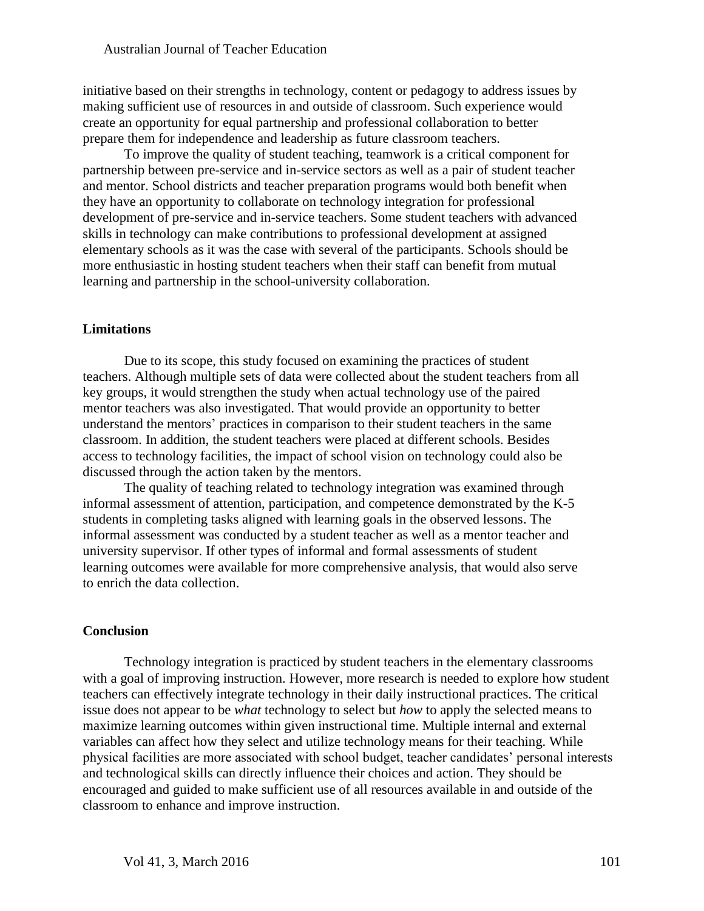initiative based on their strengths in technology, content or pedagogy to address issues by making sufficient use of resources in and outside of classroom. Such experience would create an opportunity for equal partnership and professional collaboration to better prepare them for independence and leadership as future classroom teachers.

To improve the quality of student teaching, teamwork is a critical component for partnership between pre-service and in-service sectors as well as a pair of student teacher and mentor. School districts and teacher preparation programs would both benefit when they have an opportunity to collaborate on technology integration for professional development of pre-service and in-service teachers. Some student teachers with advanced skills in technology can make contributions to professional development at assigned elementary schools as it was the case with several of the participants. Schools should be more enthusiastic in hosting student teachers when their staff can benefit from mutual learning and partnership in the school-university collaboration.

## Limitations

Due to its scope, this study focused on examining the practices of student teachers. Although multiple sets of data were collected about the student teachers from all key groups, it would strengthen the study when actual technology use of the paired mentor teachers was also investigated. That would provide an opportunity to better understand the mentors' practices in comparison to their student teachers in the same classroom. In addition, the student teachers were placed at different schools. Besides access to technology facilities, the impact of school vision on technology could also be discussed through the action taken by the mentors.

The quality of teaching related to technology integration was examined through informal assessment of attention, participation, and competence demonstrated by the K-5 students in completing tasks aligned with learning goals in the observed lessons. The informal assessment was conducted by a student teacher as well as a mentor teacher and university supervisor. If other types of informal and formal assessments of student learning outcomes were available for more comprehensive analysis, that would also serve to enrich the data collection.

## Conclusion

Technology integration is practiced by student teachers in the elementary classrooms with a goal of improving instruction. However, more research is needed to explore how student teachers can effectively integrate technology in their daily instructional practices. The critical issue does not appear to be *what* technology to select but *how* to apply the selected means to maximize learning outcomes within given instructional time. Multiple internal and external variables can affect how they select and utilize technology means for their teaching. While physical facilities are more associated with school budget, teacher candidates' personal interests and technological skills can directly influence their choices and action. They should be encouraged and guided to make sufficient use of all resources available in and outside of the classroom to enhance and improve instruction.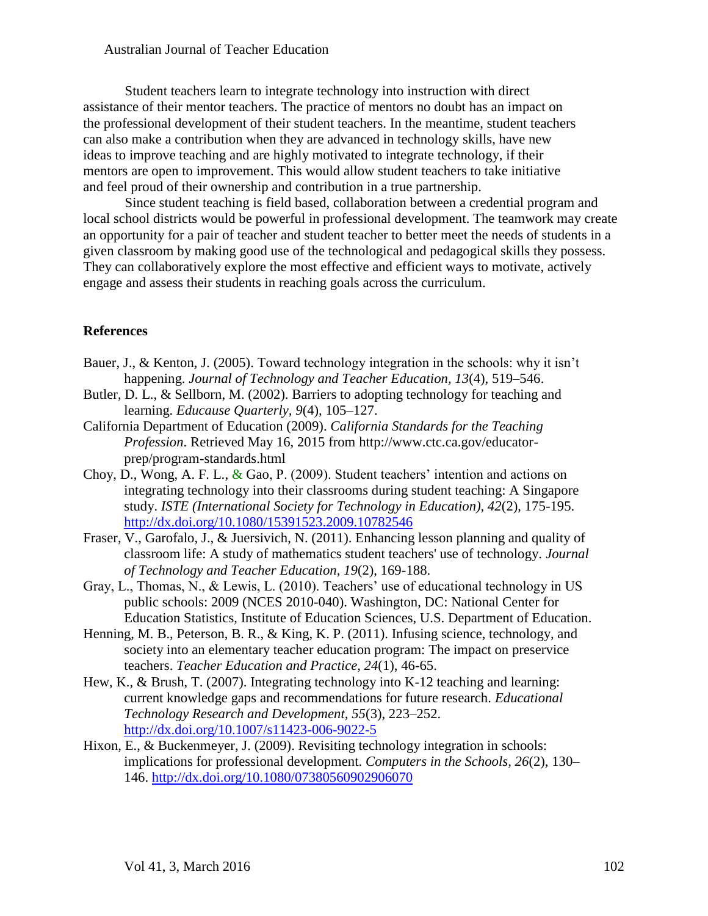Student teachers learn to integrate technology into instruction with direct assistance of their mentor teachers. The practice of mentors no doubt has an impact on the professional development of their student teachers. In the meantime, student teachers can also make a contribution when they are advanced in technology skills, have new ideas to improve teaching and are highly motivated to integrate technology, if their mentors are open to improvement. This would allow student teachers to take initiative and feel proud of their ownership and contribution in a true partnership.

Since student teaching is field based, collaboration between a credential program and local school districts would be powerful in professional development. The teamwork may create an opportunity for a pair of teacher and student teacher to better meet the needs of students in a given classroom by making good use of the technological and pedagogical skills they possess. They can collaboratively explore the most effective and efficient ways to motivate, actively engage and assess their students in reaching goals across the curriculum.

## References

Bauer, J., & Kenton, J. (2005). Toward technology integration in the schools: why it isn't happening. *Journal of Technology and Teacher Education, 13*(4), 519–546.

Butler, D. L., & Sellborn, M. (2002). Barriers to adopting technology for teaching and learning. *Educause Quarterly, 9*(4), 105–127.

California Department of Education (2009). *California Standards for the Teaching Profession*. Retrieved May 16, 2015 from http://www.ctc.ca.gov/educator-prep/program-standards.html

Choy, D., Wong, A. F. L., & Gao, P. (2009). Student teachers' intention and actions on integrating technology into their classrooms during student teaching: A Singapore study. *ISTE (International Society for Technology in Education), 42*(2), 175-195. http://dx.doi.org/10.1080/15391523.2009.10782546

Fraser, V., Garofalo, J., & Juersivich, N. (2011). Enhancing lesson planning and quality of classroom life: A study of mathematics student teachers' use of technology. *Journal of Technology and Teacher Education, 19*(2), 169-188.

Gray, L., Thomas, N., & Lewis, L. (2010). Teachers' use of educational technology in US public schools: 2009 (NCES 2010-040). Washington, DC: National Center for Education Statistics, Institute of Education Sciences, U.S. Department of Education.

Henning, M. B., Peterson, B. R., & King, K. P. (2011). Infusing science, technology, and society into an elementary teacher education program: The impact on preservice teachers. *Teacher Education and Practice, 24*(1), 46-65.

Hew, K., & Brush, T. (2007). Integrating technology into K-12 teaching and learning: current knowledge gaps and recommendations for future research. *Educational Technology Research and Development, 55*(3), 223–252. http://dx.doi.org/10.1007/s11423-006-9022-5

Hixon, E., & Buckenmeyer, J. (2009). Revisiting technology integration in schools: implications for professional development. *Computers in the Schools, 26*(2), 130–146. http://dx.doi.org/10.1080/07380560902906070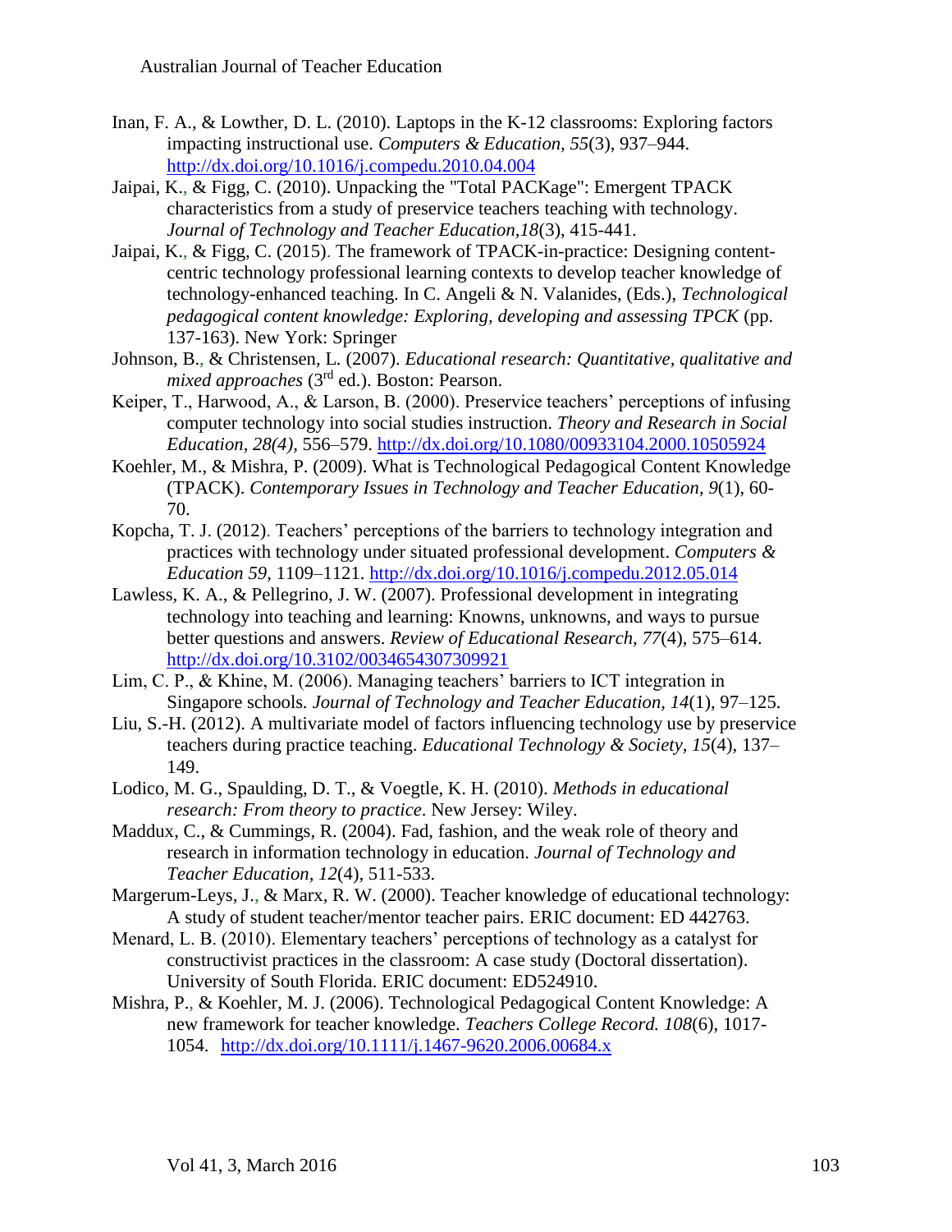Inan, F. A., & Lowther, D. L. (2010). Laptops in the K-12 classrooms: Exploring factors impacting instructional use. *Computers & Education*, *55*(3), 937–944. http://dx.doi.org/10.1016/j.compedu.2010.04.004

Jaipai, K., & Figg, C. (2010). Unpacking the "Total PACKage": Emergent TPACK characteristics from a study of preservice teachers teaching with technology. *Journal of Technology and Teacher Education,18*(3), 415-441.

Jaipai, K., & Figg, C. (2015). The framework of TPACK-in-practice: Designing content-centric technology professional learning contexts to develop teacher knowledge of technology-enhanced teaching. In C. Angeli & N. Valanides, (Eds.), *Technological pedagogical content knowledge: Exploring, developing and assessing TPCK* (pp. 137-163). New York: Springer

Johnson, B., & Christensen, L. (2007). *Educational research: Quantitative, qualitative and mixed approaches* (3rd ed.). Boston: Pearson.

Keiper, T., Harwood, A., & Larson, B. (2000). Preservice teachers' perceptions of infusing computer technology into social studies instruction. *Theory and Research in Social Education, 28(4)*, 556–579. http://dx.doi.org/10.1080/00933104.2000.10505924

Koehler, M., & Mishra, P. (2009). What is Technological Pedagogical Content Knowledge (TPACK). *Contemporary Issues in Technology and Teacher Education*, *9*(1), 60-70.

Kopcha, T. J. (2012). Teachers' perceptions of the barriers to technology integration and practices with technology under situated professional development. *Computers & Education 59*, 1109–1121. http://dx.doi.org/10.1016/j.compedu.2012.05.014

Lawless, K. A., & Pellegrino, J. W. (2007). Professional development in integrating technology into teaching and learning: Knowns, unknowns, and ways to pursue better questions and answers. *Review of Educational Research, 77*(4), 575–614. http://dx.doi.org/10.3102/0034654307309921

Lim, C. P., & Khine, M. (2006). Managing teachers' barriers to ICT integration in Singapore schools. *Journal of Technology and Teacher Education*, *14*(1), 97–125.

Liu, S.-H. (2012). A multivariate model of factors influencing technology use by preservice teachers during practice teaching. *Educational Technology & Society, 15*(4), 137–149.

Lodico, M. G., Spaulding, D. T., & Voegtle, K. H. (2010). *Methods in educational research: From theory to practice*. New Jersey: Wiley.

Maddux, C., & Cummings, R. (2004). Fad, fashion, and the weak role of theory and research in information technology in education. *Journal of Technology and Teacher Education*, *12*(4), 511-533.

Margerum-Leys, J., & Marx, R. W. (2000). Teacher knowledge of educational technology: A study of student teacher/mentor teacher pairs. ERIC document: ED 442763.

Menard, L. B. (2010). Elementary teachers' perceptions of technology as a catalyst for constructivist practices in the classroom: A case study (Doctoral dissertation). University of South Florida. ERIC document: ED524910.

Mishra, P., & Koehler, M. J. (2006). Technological Pedagogical Content Knowledge: A new framework for teacher knowledge. *Teachers College Record. 108*(6), 1017-1054. http://dx.doi.org/10.1111/j.1467-9620.2006.00684.x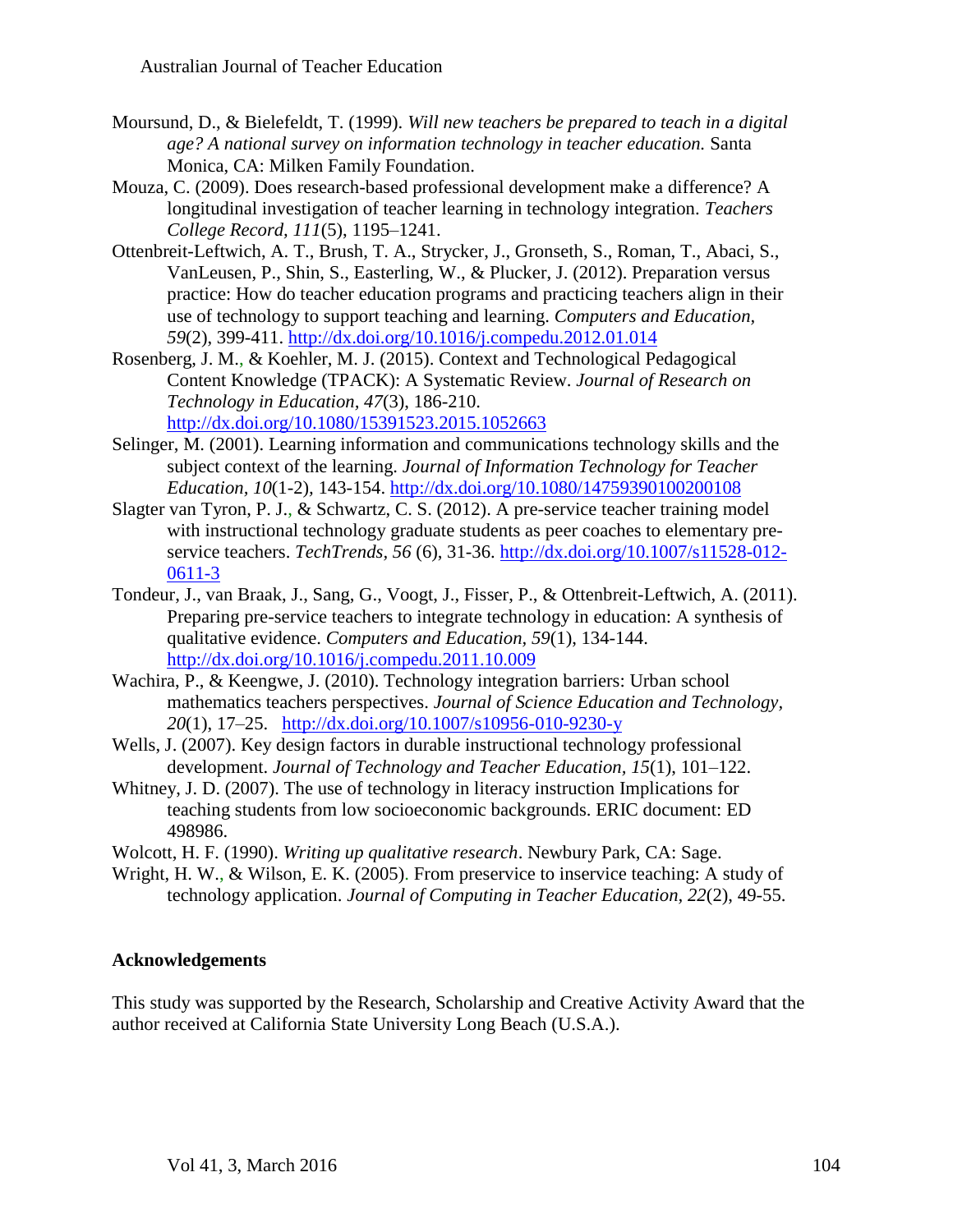Moursund, D., & Bielefeldt, T. (1999). *Will new teachers be prepared to teach in a digital age? A national survey on information technology in teacher education.* Santa Monica, CA: Milken Family Foundation.

Mouza, C. (2009). Does research-based professional development make a difference? A longitudinal investigation of teacher learning in technology integration. *Teachers College Record, 111*(5), 1195–1241.

Ottenbreit-Leftwich, A. T., Brush, T. A., Strycker, J., Gronseth, S., Roman, T., Abaci, S., VanLeusen, P., Shin, S., Easterling, W., & Plucker, J. (2012). Preparation versus practice: How do teacher education programs and practicing teachers align in their use of technology to support teaching and learning. *Computers and Education, 59*(2), 399-411. http://dx.doi.org/10.1016/j.compedu.2012.01.014

Rosenberg, J. M., & Koehler, M. J. (2015). Context and Technological Pedagogical Content Knowledge (TPACK): A Systematic Review. *Journal of Research on Technology in Education, 47*(3), 186-210. http://dx.doi.org/10.1080/15391523.2015.1052663

Selinger, M. (2001). Learning information and communications technology skills and the subject context of the learning. *Journal of Information Technology for Teacher Education, 10*(1-2), 143-154. http://dx.doi.org/10.1080/14759390100200108

Slagter van Tyron, P. J., & Schwartz, C. S. (2012). A pre-service teacher training model with instructional technology graduate students as peer coaches to elementary pre-service teachers. *TechTrends, 56* (6), 31-36. http://dx.doi.org/10.1007/s11528-012-0611-3

Tondeur, J., van Braak, J., Sang, G., Voogt, J., Fisser, P., & Ottenbreit-Leftwich, A. (2011). Preparing pre-service teachers to integrate technology in education: A synthesis of qualitative evidence. *Computers and Education, 59*(1), 134-144. http://dx.doi.org/10.1016/j.compedu.2011.10.009

Wachira, P., & Keengwe, J. (2010). Technology integration barriers: Urban school mathematics teachers perspectives. *Journal of Science Education and Technology, 20*(1), 17–25. http://dx.doi.org/10.1007/s10956-010-9230-y

Wells, J. (2007). Key design factors in durable instructional technology professional development. *Journal of Technology and Teacher Education, 15*(1), 101–122.

Whitney, J. D. (2007). The use of technology in literacy instruction Implications for teaching students from low socioeconomic backgrounds. ERIC document: ED 498986.

Wolcott, H. F. (1990). *Writing up qualitative research*. Newbury Park, CA: Sage.

Wright, H. W., & Wilson, E. K. (2005). From preservice to inservice teaching: A study of technology application. *Journal of Computing in Teacher Education, 22*(2), 49-55.

**Acknowledgements**

This study was supported by the Research, Scholarship and Creative Activity Award that the author received at California State University Long Beach (U.S.A.).